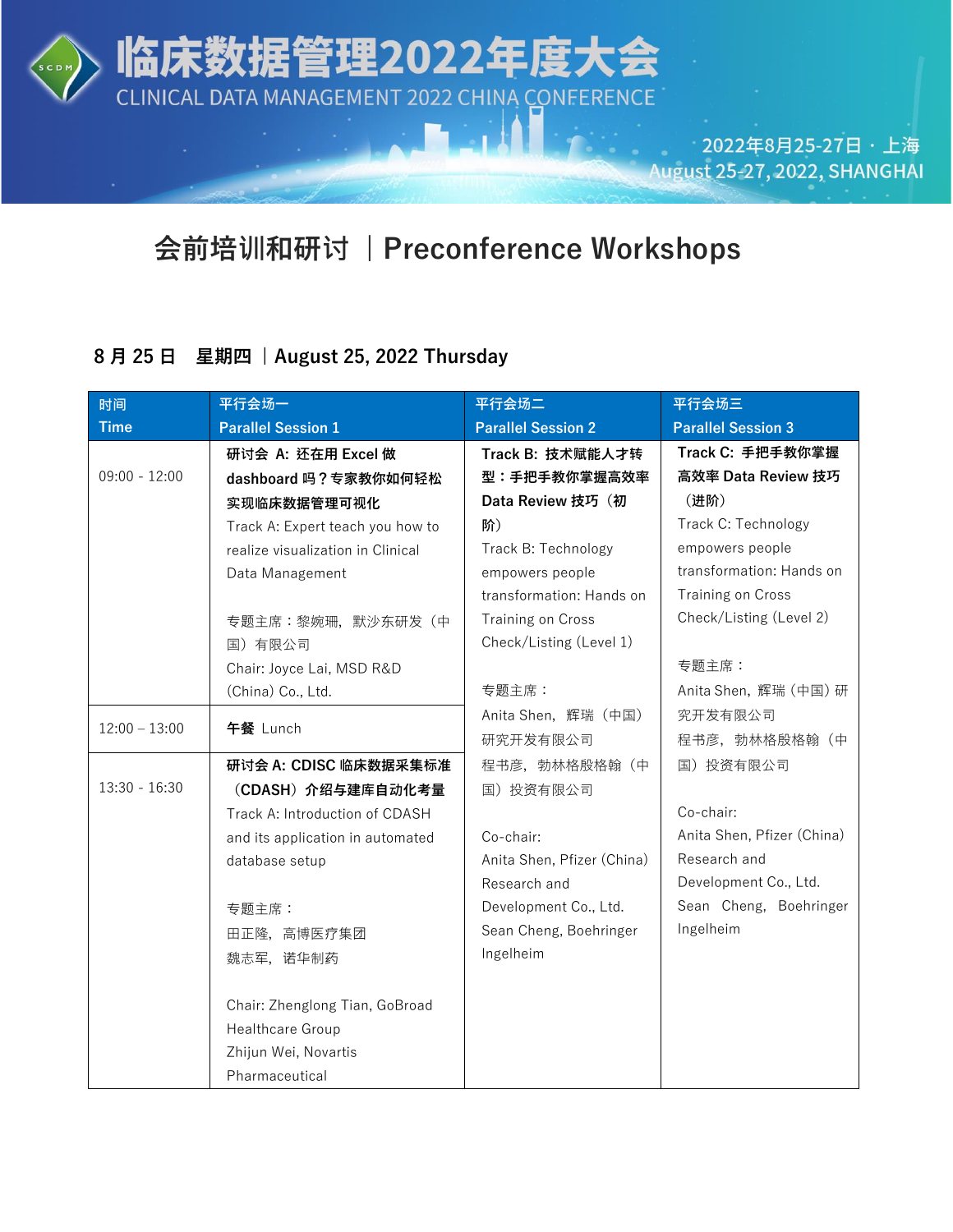# 临床数据管理2022年度大会

CLINICAL DATA MANAGEMENT 2022 CHINA CONFERENCE

2022年8月25-27日 · 上海
August 25-27, 2022, SHANGHAI

## 会前培训和研讨 ｜Preconference Workshops

### 8 月 25 日　星期四 ｜August 25, 2022 Thursday

| 时间<br>Time | 平行会场一<br>Parallel Session 1 | 平行会场二<br>Parallel Session 2 | 平行会场三<br>Parallel Session 3 |
|---|---|---|---|
| 09:00 - 12:00 | **研讨会 A: 还在用 Excel 做 dashboard 吗？专家教你如何轻松实现临床数据管理可视化**<br>Track A: Expert teach you how to realize visualization in Clinical Data Management<br><br>专题主席：黎婉珊，默沙东研发（中国）有限公司<br>Chair: Joyce Lai, MSD R&D (China) Co., Ltd. | **Track B: 技术赋能人才转型：手把手教你掌握高效率 Data Review 技巧（初阶）**<br>Track B: Technology empowers people transformation: Hands on Training on Cross Check/Listing (Level 1)<br><br>专题主席：<br>Anita Shen，辉瑞（中国）研究开发有限公司<br>程书彦，勃林格殷格翰（中国）投资有限公司<br><br>Co-chair:<br>Anita Shen, Pfizer (China) Research and Development Co., Ltd.<br>Sean Cheng, Boehringer Ingelheim | **Track C: 手把手教你掌握高效率 Data Review 技巧（进阶）**<br>Track C: Technology empowers people transformation: Hands on Training on Cross Check/Listing (Level 2)<br><br>专题主席：<br>Anita Shen，辉瑞（中国）研究开发有限公司<br>程书彦，勃林格殷格翰（中国）投资有限公司<br><br>Co-chair:<br>Anita Shen, Pfizer (China) Research and Development Co., Ltd.<br>Sean Cheng, Boehringer Ingelheim |
| 12:00 – 13:00 | **午餐** Lunch | | |
| 13:30 - 16:30 | **研讨会 A: CDISC 临床数据采集标准（CDASH）介绍与建库自动化考量**<br>Track A: Introduction of CDASH and its application in automated database setup<br><br>专题主席：<br>田正隆，高博医疗集团<br>魏志军，诺华制药<br><br>Chair: Zhenglong Tian, GoBroad Healthcare Group<br>Zhijun Wei, Novartis Pharmaceutical | | |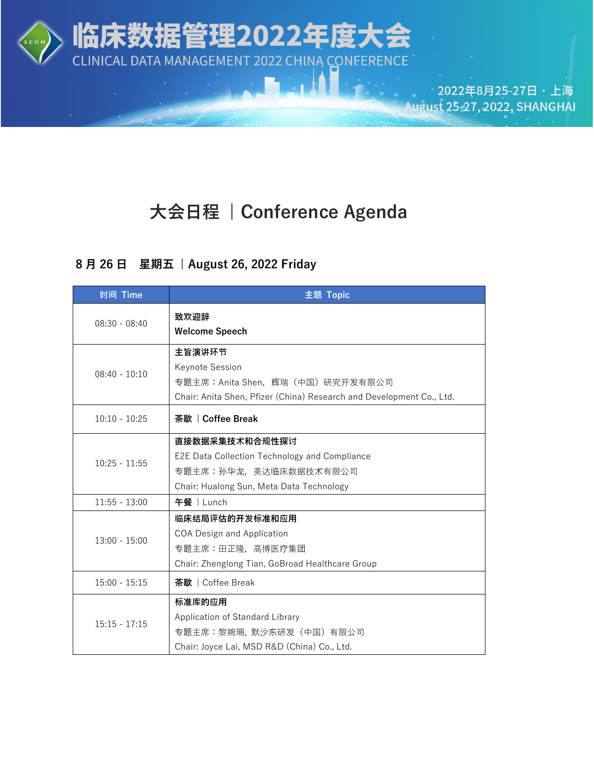# 临床数据管理2022年度大会

CLINICAL DATA MANAGEMENT 2022 CHINA CONFERENCE

2022年8月25-27日 · 上海
August 25-27, 2022, SHANGHAI

## 大会日程 ｜Conference Agenda

### 8 月 26 日 星期五 ｜August 26, 2022 Friday

| 时间 Time | 主题 Topic |
|---|---|
| 08:30 - 08:40 | **致欢迎辞**<br>**Welcome Speech** |
| 08:40 - 10:10 | **主旨演讲环节**<br>Keynote Session<br>专题主席：Anita Shen，辉瑞（中国）研究开发有限公司<br>Chair: Anita Shen, Pfizer (China) Research and Development Co., Ltd. |
| 10:10 - 10:25 | **茶歇 ｜Coffee Break** |
| 10:25 - 11:55 | **直接数据采集技术和合规性探讨**<br>E2E Data Collection Technology and Compliance<br>专题主席：孙华龙，美达临床数据技术有限公司<br>Chair: Hualong Sun, Meta Data Technology |
| 11:55 - 13:00 | **午餐** ｜Lunch |
| 13:00 - 15:00 | **临床结局评估的开发标准和应用**<br>COA Design and Application<br>专题主席：田正隆，高博医疗集团<br>Chair: Zhenglong Tian, GoBroad Healthcare Group |
| 15:00 - 15:15 | **茶歇** ｜Coffee Break |
| 15:15 - 17:15 | **标准库的应用**<br>Application of Standard Library<br>专题主席：黎婉珊，默沙东研发（中国）有限公司<br>Chair: Joyce Lai, MSD R&D (China) Co., Ltd. |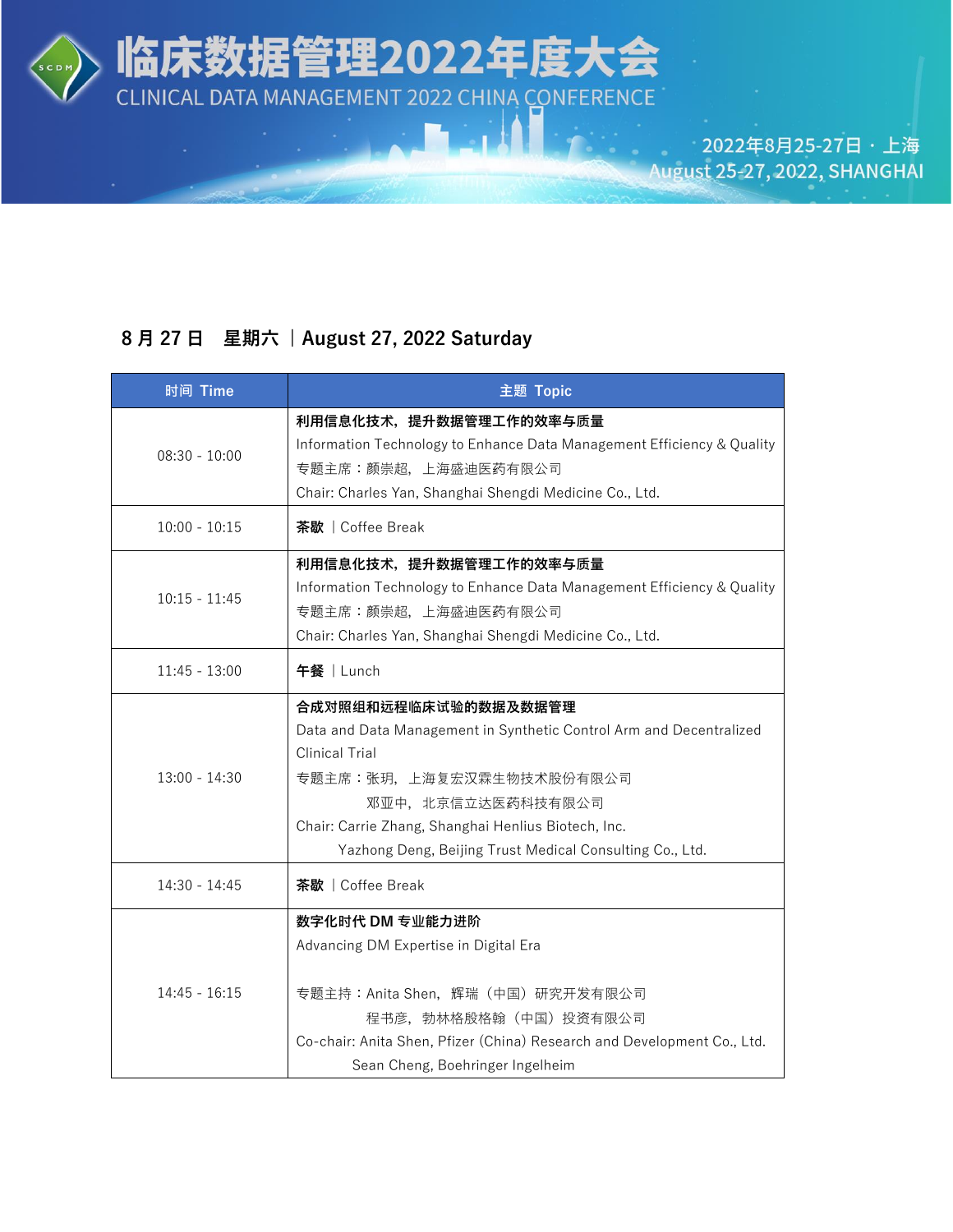## 8 月 27 日　星期六｜August 27, 2022 Saturday

| 时间 Time | 主题 Topic |
|---|---|
| 08:30 - 10:00 | **利用信息化技术，提升数据管理工作的效率与质量**<br>Information Technology to Enhance Data Management Efficiency & Quality<br>专题主席：颜崇超，上海盛迪医药有限公司<br>Chair: Charles Yan, Shanghai Shengdi Medicine Co., Ltd. |
| 10:00 - 10:15 | **茶歇**｜Coffee Break |
| 10:15 - 11:45 | **利用信息化技术，提升数据管理工作的效率与质量**<br>Information Technology to Enhance Data Management Efficiency & Quality<br>专题主席：颜崇超，上海盛迪医药有限公司<br>Chair: Charles Yan, Shanghai Shengdi Medicine Co., Ltd. |
| 11:45 - 13:00 | **午餐**｜Lunch |
| 13:00 - 14:30 | **合成对照组和远程临床试验的数据及数据管理**<br>Data and Data Management in Synthetic Control Arm and Decentralized Clinical Trial<br>专题主席：张玥，上海复宏汉霖生物技术股份有限公司<br>邓亚中，北京信立达医药科技有限公司<br>Chair: Carrie Zhang, Shanghai Henlius Biotech, Inc.<br>Yazhong Deng, Beijing Trust Medical Consulting Co., Ltd. |
| 14:30 - 14:45 | **茶歇**｜Coffee Break |
| 14:45 - 16:15 | **数字化时代 DM 专业能力进阶**<br>Advancing DM Expertise in Digital Era<br><br>专题主持：Anita Shen，辉瑞（中国）研究开发有限公司<br>程书彦，勃林格殷格翰（中国）投资有限公司<br>Co-chair: Anita Shen, Pfizer (China) Research and Development Co., Ltd.<br>Sean Cheng, Boehringer Ingelheim |